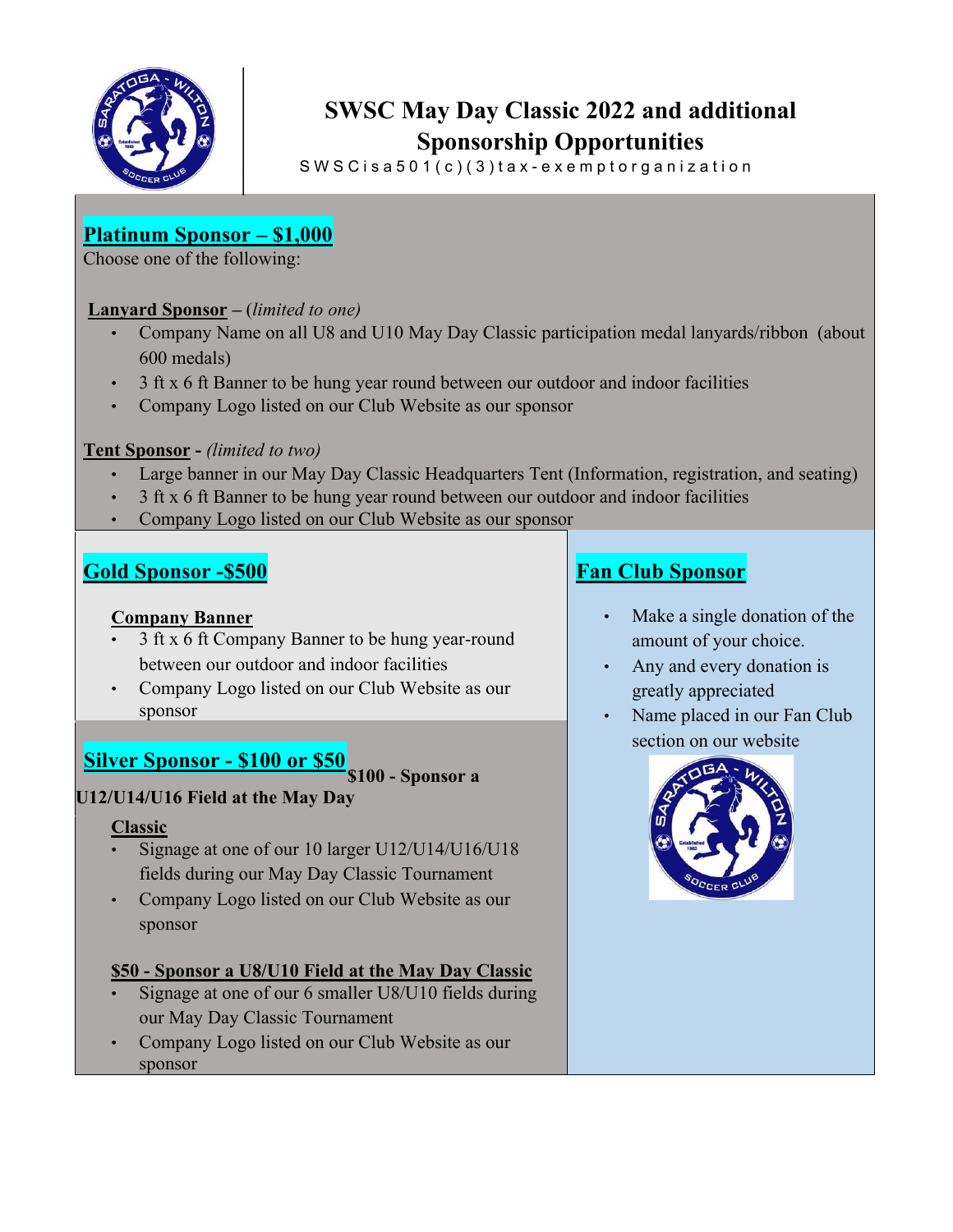# SWSC May Day Classic 2022 and additional Sponsorship Opportunities

SWSC is a 501(c)(3) tax-exempt organization

## Platinum Sponsor – $1,000

Choose one of the following:

**Lanyard Sponsor** – (*limited to one)*

- Company Name on all U8 and U10 May Day Classic participation medal lanyards/ribbon (about 600 medals)
- 3 ft x 6 ft Banner to be hung year round between our outdoor and indoor facilities
- Company Logo listed on our Club Website as our sponsor

**Tent Sponsor** - *(limited to two)*

- Large banner in our May Day Classic Headquarters Tent (Information, registration, and seating)
- 3 ft x 6 ft Banner to be hung year round between our outdoor and indoor facilities
- Company Logo listed on our Club Website as our sponsor

## Gold Sponsor -$500

**Company Banner**

- 3 ft x 6 ft Company Banner to be hung year-round between our outdoor and indoor facilities
- Company Logo listed on our Club Website as our sponsor

## Silver Sponsor - $100 or $50

**$100 - Sponsor a U12/U14/U16 Field at the May Day Classic**

- Signage at one of our 10 larger U12/U14/U16/U18 fields during our May Day Classic Tournament
- Company Logo listed on our Club Website as our sponsor

**$50 - Sponsor a U8/U10 Field at the May Day Classic**

- Signage at one of our 6 smaller U8/U10 fields during our May Day Classic Tournament
- Company Logo listed on our Club Website as our sponsor

## Fan Club Sponsor

- Make a single donation of the amount of your choice.
- Any and every donation is greatly appreciated
- Name placed in our Fan Club section on our website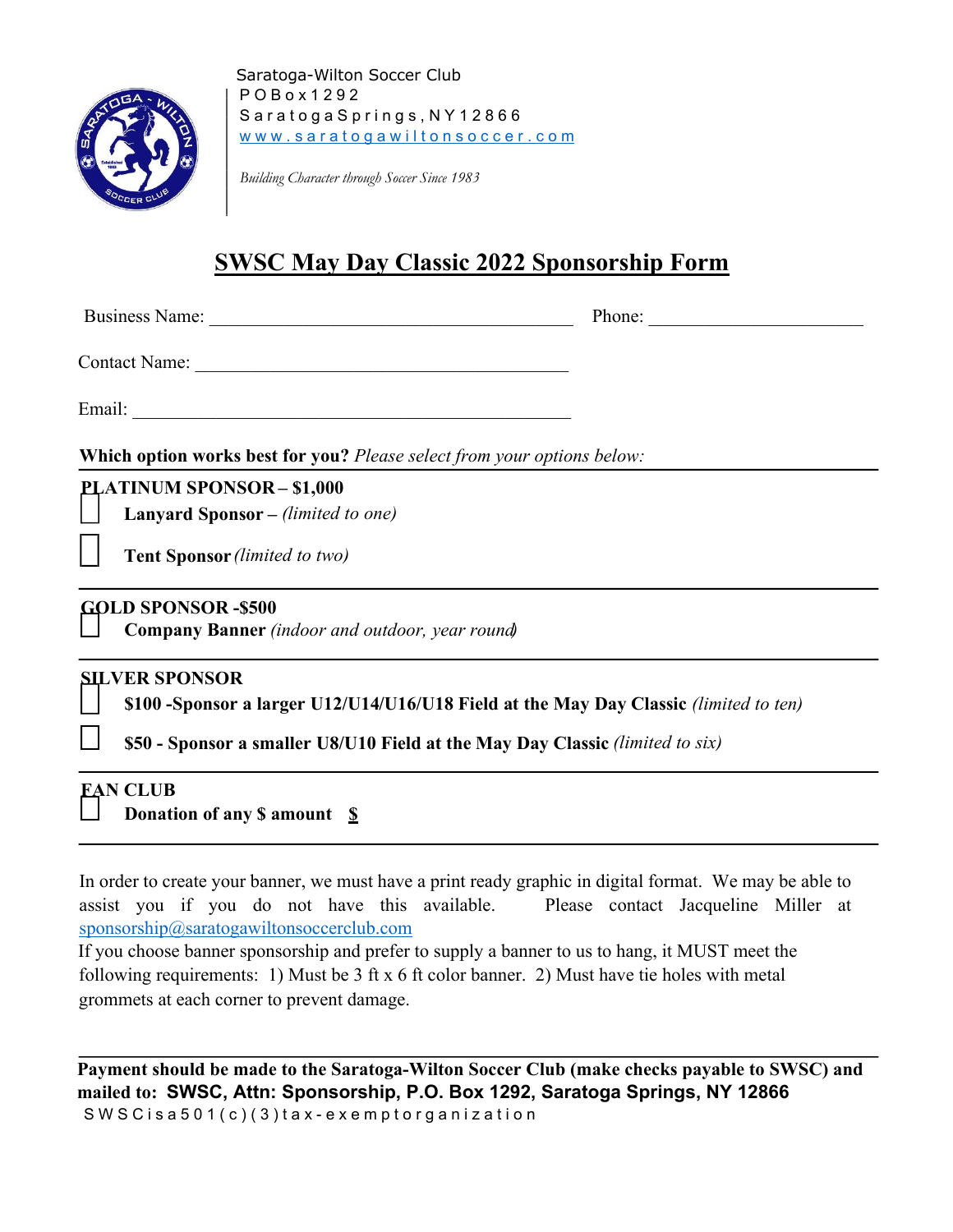Saratoga-Wilton Soccer Club
PO Box 1292
Saratoga Springs, NY 12866
www.saratogawiltonsoccer.com

*Building Character through Soccer Since 1983*

# SWSC May Day Classic 2022 Sponsorship Form

Business Name: ______________________________ Phone: ____________________

Contact Name: ______________________________

Email: ______________________________

**Which option works best for you?** *Please select from your options below:*

---

**PLATINUM SPONSOR – $1,000**

☐ **Lanyard Sponsor –** *(limited to one)*

☐ **Tent Sponsor** *(limited to two)*

---

**GOLD SPONSOR -$500**

☐ **Company Banner** *(indoor and outdoor, year round)*

---

**SILVER SPONSOR**

☐ **$100 -Sponsor a larger U12/U14/U16/U18 Field at the May Day Classic** *(limited to ten)*

☐ **$50 - Sponsor a smaller U8/U10 Field at the May Day Classic** *(limited to six)*

---

**FAN CLUB**

☐ **Donation of any $ amount** **$**

---

In order to create your banner, we must have a print ready graphic in digital format. We may be able to assist you if you do not have this available. Please contact Jacqueline Miller at sponsorship@saratogawiltonsoccerclub.com

If you choose banner sponsorship and prefer to supply a banner to us to hang, it MUST meet the following requirements: 1) Must be 3 ft x 6 ft color banner. 2) Must have tie holes with metal grommets at each corner to prevent damage.

---

**Payment should be made to the Saratoga-Wilton Soccer Club (make checks payable to SWSC) and mailed to: SWSC, Attn: Sponsorship, P.O. Box 1292, Saratoga Springs, NY 12866**

SWSC is a 501(c)(3) tax-exempt organization